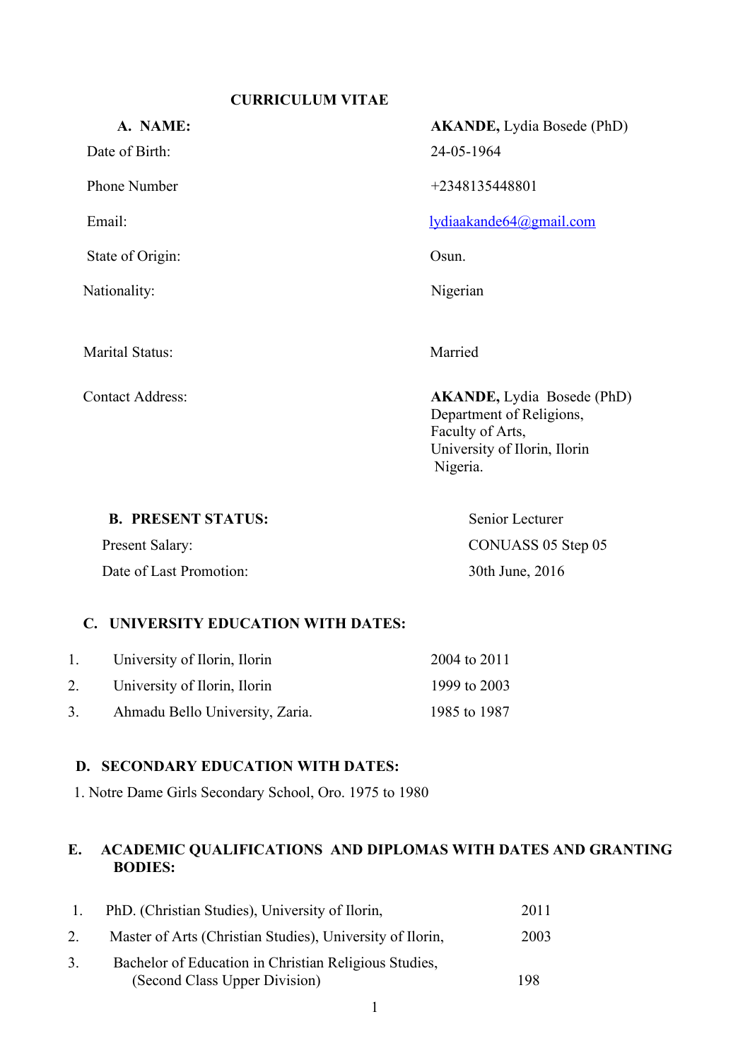# CURRICULUM VITAE

**A. NAME:** **AKANDE,** Lydia Bosede (PhD)

Date of Birth: 24-05-1964

Phone Number: +2348135448801

Email: lydiaakande64@gmail.com

State of Origin: Osun.

Nationality: Nigerian

Marital Status: Married

Contact Address:
**AKANDE,** Lydia Bosede (PhD)
Department of Religions,
Faculty of Arts,
University of Ilorin, Ilorin
Nigeria.

**B. PRESENT STATUS:** Senior Lecturer

Present Salary: CONUASS 05 Step 05

Date of Last Promotion: 30th June, 2016

## C. UNIVERSITY EDUCATION WITH DATES:

1. University of Ilorin, Ilorin — 2004 to 2011
2. University of Ilorin, Ilorin — 1999 to 2003
3. Ahmadu Bello University, Zaria. — 1985 to 1987

## D. SECONDARY EDUCATION WITH DATES:

1. Notre Dame Girls Secondary School, Oro. 1975 to 1980

## E. ACADEMIC QUALIFICATIONS AND DIPLOMAS WITH DATES AND GRANTING BODIES:

1. PhD. (Christian Studies), University of Ilorin, — 2011
2. Master of Arts (Christian Studies), University of Ilorin, — 2003
3. Bachelor of Education in Christian Religious Studies, (Second Class Upper Division) — 198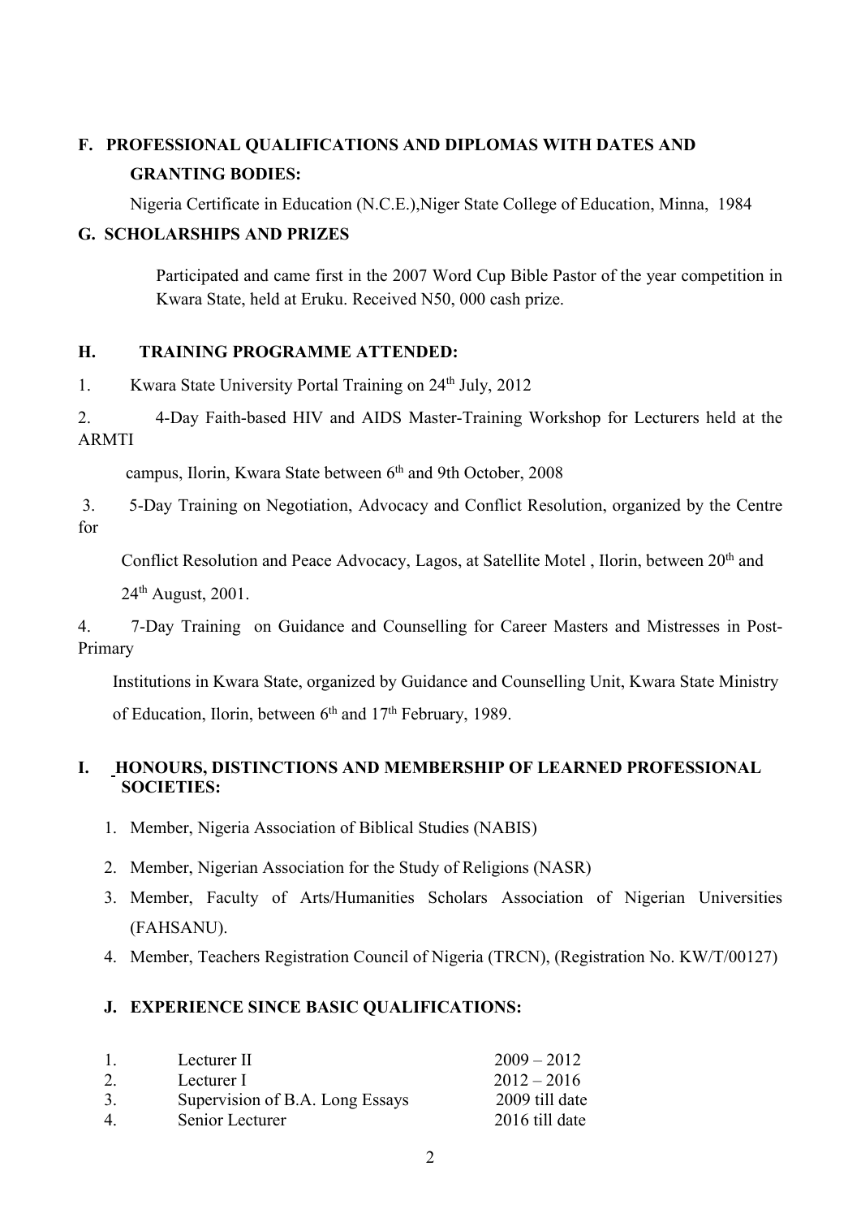## F. PROFESSIONAL QUALIFICATIONS AND DIPLOMAS WITH DATES AND GRANTING BODIES:

Nigeria Certificate in Education (N.C.E.),Niger State College of Education, Minna, 1984

## G. SCHOLARSHIPS AND PRIZES

Participated and came first in the 2007 Word Cup Bible Pastor of the year competition in Kwara State, held at Eruku. Received N50, 000 cash prize.

## H. TRAINING PROGRAMME ATTENDED:

1. Kwara State University Portal Training on 24th July, 2012
2. 4-Day Faith-based HIV and AIDS Master-Training Workshop for Lecturers held at the ARMTI campus, Ilorin, Kwara State between 6th and 9th October, 2008
3. 5-Day Training on Negotiation, Advocacy and Conflict Resolution, organized by the Centre for Conflict Resolution and Peace Advocacy, Lagos, at Satellite Motel , Ilorin, between 20th and 24th August, 2001.
4. 7-Day Training on Guidance and Counselling for Career Masters and Mistresses in Post-Primary Institutions in Kwara State, organized by Guidance and Counselling Unit, Kwara State Ministry of Education, Ilorin, between 6th and 17th February, 1989.

## I. HONOURS, DISTINCTIONS AND MEMBERSHIP OF LEARNED PROFESSIONAL SOCIETIES:

1. Member, Nigeria Association of Biblical Studies (NABIS)
2. Member, Nigerian Association for the Study of Religions (NASR)
3. Member, Faculty of Arts/Humanities Scholars Association of Nigerian Universities (FAHSANU).
4. Member, Teachers Registration Council of Nigeria (TRCN), (Registration No. KW/T/00127)

## J. EXPERIENCE SINCE BASIC QUALIFICATIONS:

| | | |
|---|---|---|
| 1. | Lecturer II | 2009 – 2012 |
| 2. | Lecturer I | 2012 – 2016 |
| 3. | Supervision of B.A. Long Essays | 2009 till date |
| 4. | Senior Lecturer | 2016 till date |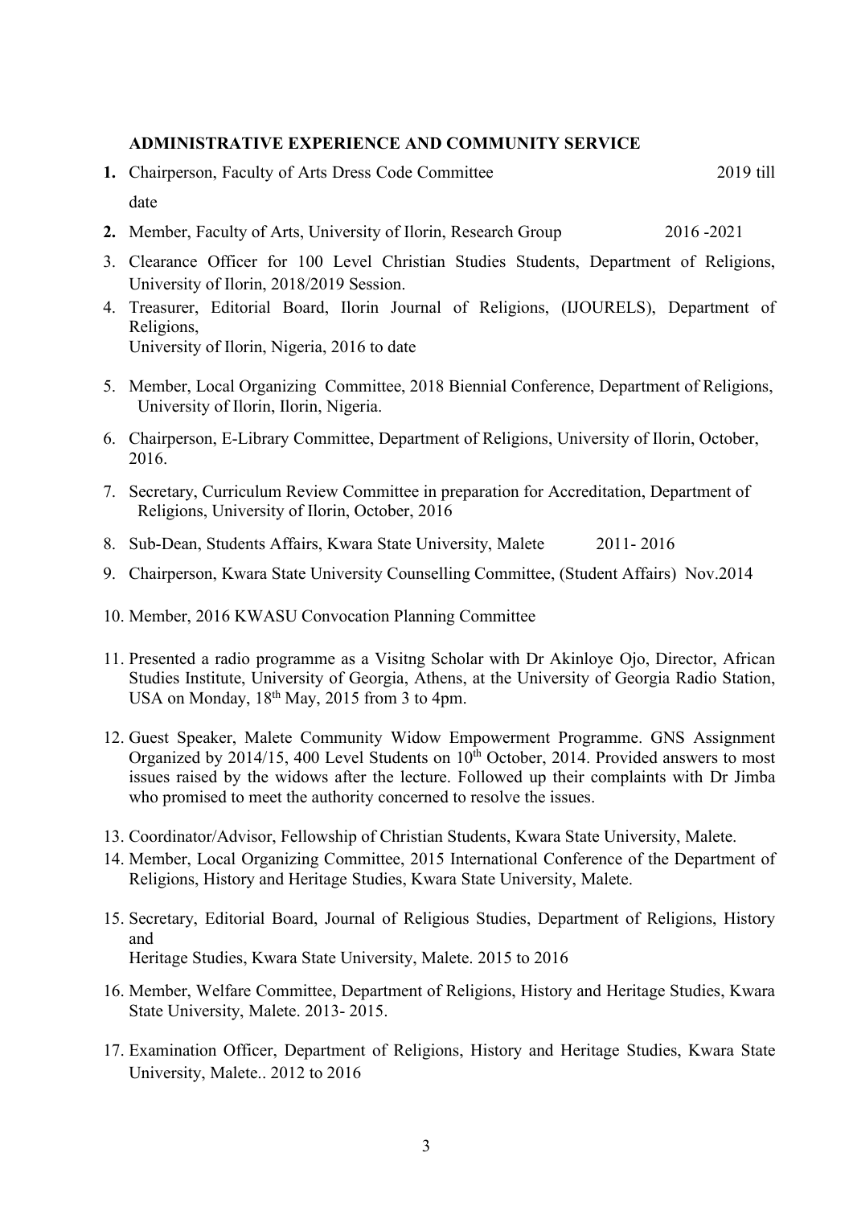**ADMINISTRATIVE EXPERIENCE AND COMMUNITY SERVICE**

1. Chairperson, Faculty of Arts Dress Code Committee 2019 till date
2. Member, Faculty of Arts, University of Ilorin, Research Group 2016 -2021
3. Clearance Officer for 100 Level Christian Studies Students, Department of Religions, University of Ilorin, 2018/2019 Session.
4. Treasurer, Editorial Board, Ilorin Journal of Religions, (IJOURELS), Department of Religions,
   University of Ilorin, Nigeria, 2016 to date
5. Member, Local Organizing Committee, 2018 Biennial Conference, Department of Religions, University of Ilorin, Ilorin, Nigeria.
6. Chairperson, E-Library Committee, Department of Religions, University of Ilorin, October, 2016.
7. Secretary, Curriculum Review Committee in preparation for Accreditation, Department of Religions, University of Ilorin, October, 2016
8. Sub-Dean, Students Affairs, Kwara State University, Malete 2011- 2016
9. Chairperson, Kwara State University Counselling Committee, (Student Affairs) Nov.2014
10. Member, 2016 KWASU Convocation Planning Committee
11. Presented a radio programme as a Visitng Scholar with Dr Akinloye Ojo, Director, African Studies Institute, University of Georgia, Athens, at the University of Georgia Radio Station, USA on Monday, 18th May, 2015 from 3 to 4pm.
12. Guest Speaker, Malete Community Widow Empowerment Programme. GNS Assignment Organized by 2014/15, 400 Level Students on 10th October, 2014. Provided answers to most issues raised by the widows after the lecture. Followed up their complaints with Dr Jimba who promised to meet the authority concerned to resolve the issues.
13. Coordinator/Advisor, Fellowship of Christian Students, Kwara State University, Malete.
14. Member, Local Organizing Committee, 2015 International Conference of the Department of Religions, History and Heritage Studies, Kwara State University, Malete.
15. Secretary, Editorial Board, Journal of Religious Studies, Department of Religions, History and
    Heritage Studies, Kwara State University, Malete. 2015 to 2016
16. Member, Welfare Committee, Department of Religions, History and Heritage Studies, Kwara State University, Malete. 2013- 2015.
17. Examination Officer, Department of Religions, History and Heritage Studies, Kwara State University, Malete.. 2012 to 2016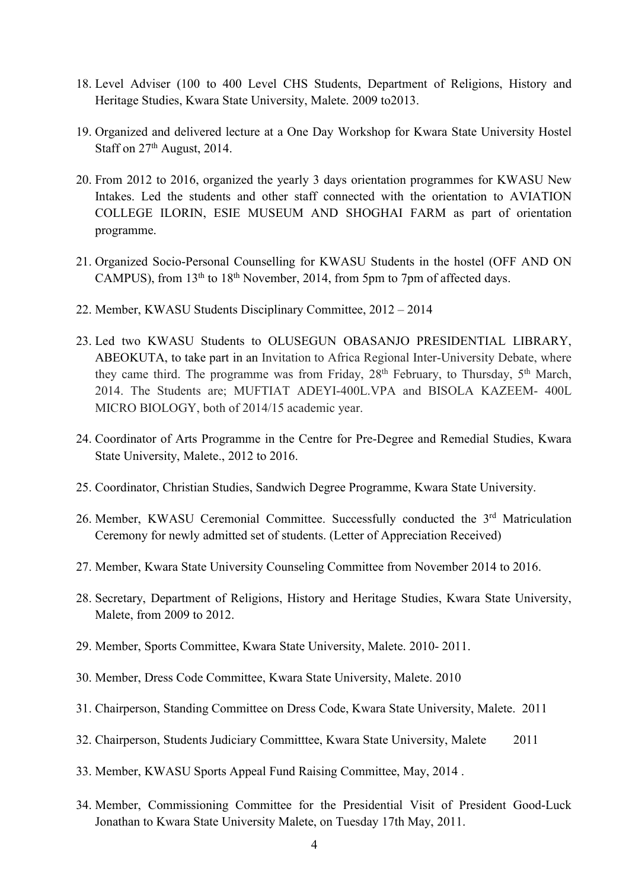18. Level Adviser (100 to 400 Level CHS Students, Department of Religions, History and Heritage Studies, Kwara State University, Malete. 2009 to2013.

19. Organized and delivered lecture at a One Day Workshop for Kwara State University Hostel Staff on 27th August, 2014.

20. From 2012 to 2016, organized the yearly 3 days orientation programmes for KWASU New Intakes. Led the students and other staff connected with the orientation to AVIATION COLLEGE ILORIN, ESIE MUSEUM AND SHOGHAI FARM as part of orientation programme.

21. Organized Socio-Personal Counselling for KWASU Students in the hostel (OFF AND ON CAMPUS), from 13th to 18th November, 2014, from 5pm to 7pm of affected days.

22. Member, KWASU Students Disciplinary Committee, 2012 – 2014

23. Led two KWASU Students to OLUSEGUN OBASANJO PRESIDENTIAL LIBRARY, ABEOKUTA, to take part in an Invitation to Africa Regional Inter-University Debate, where they came third. The programme was from Friday, 28th February, to Thursday, 5th March, 2014. The Students are; MUFTIAT ADEYI-400L.VPA and BISOLA KAZEEM- 400L MICRO BIOLOGY, both of 2014/15 academic year.

24. Coordinator of Arts Programme in the Centre for Pre-Degree and Remedial Studies, Kwara State University, Malete., 2012 to 2016.

25. Coordinator, Christian Studies, Sandwich Degree Programme, Kwara State University.

26. Member, KWASU Ceremonial Committee. Successfully conducted the 3rd Matriculation Ceremony for newly admitted set of students. (Letter of Appreciation Received)

27. Member, Kwara State University Counseling Committee from November 2014 to 2016.

28. Secretary, Department of Religions, History and Heritage Studies, Kwara State University, Malete, from 2009 to 2012.

29. Member, Sports Committee, Kwara State University, Malete. 2010- 2011.

30. Member, Dress Code Committee, Kwara State University, Malete. 2010

31. Chairperson, Standing Committee on Dress Code, Kwara State University, Malete. 2011

32. Chairperson, Students Judiciary Committtee, Kwara State University, Malete 2011

33. Member, KWASU Sports Appeal Fund Raising Committee, May, 2014 .

34. Member, Commissioning Committee for the Presidential Visit of President Good-Luck Jonathan to Kwara State University Malete, on Tuesday 17th May, 2011.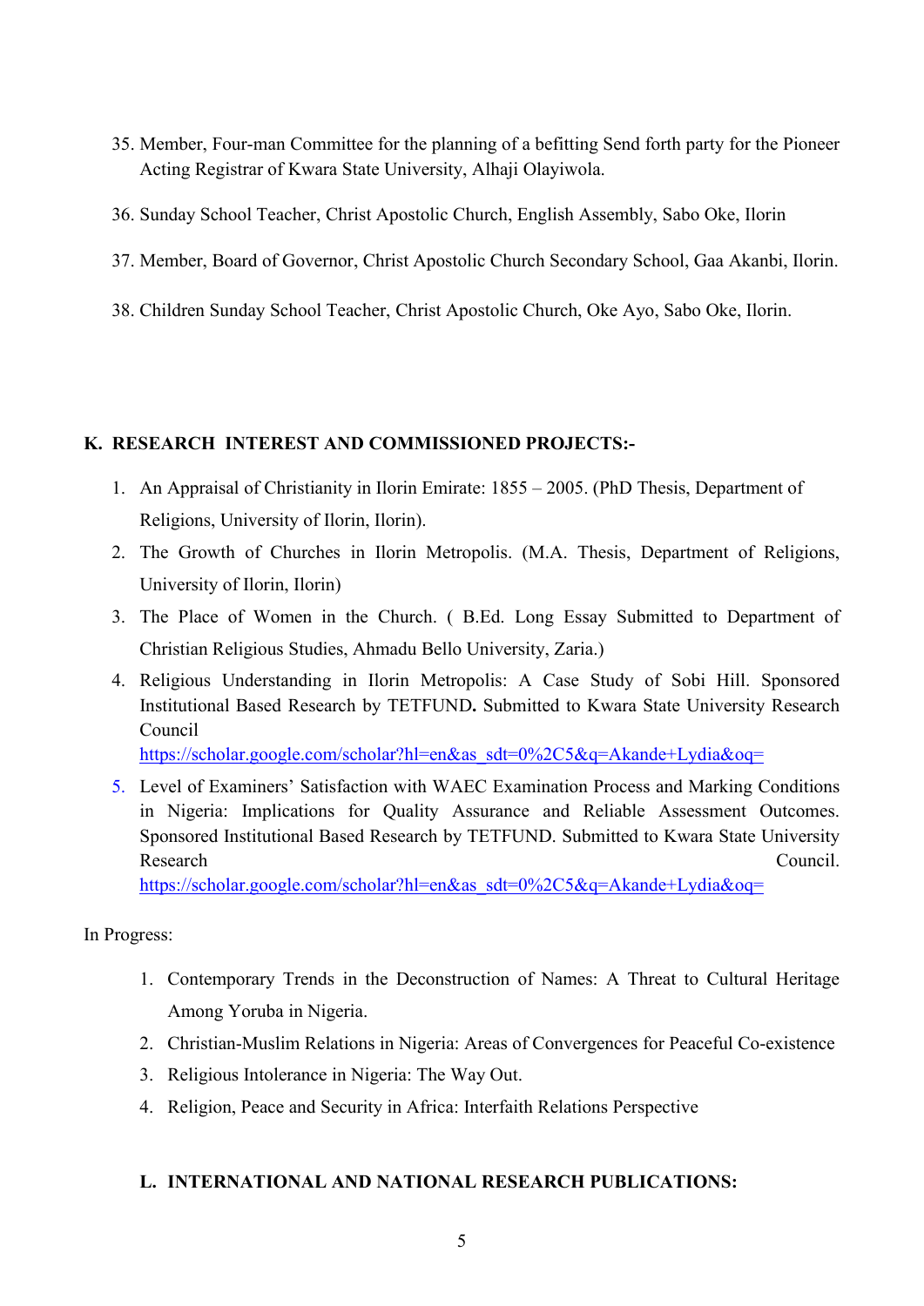35. Member, Four-man Committee for the planning of a befitting Send forth party for the Pioneer Acting Registrar of Kwara State University, Alhaji Olayiwola.
36. Sunday School Teacher, Christ Apostolic Church, English Assembly, Sabo Oke, Ilorin
37. Member, Board of Governor, Christ Apostolic Church Secondary School, Gaa Akanbi, Ilorin.
38. Children Sunday School Teacher, Christ Apostolic Church, Oke Ayo, Sabo Oke, Ilorin.

## K. RESEARCH INTEREST AND COMMISSIONED PROJECTS:-

1. An Appraisal of Christianity in Ilorin Emirate: 1855 – 2005. (PhD Thesis, Department of Religions, University of Ilorin, Ilorin).
2. The Growth of Churches in Ilorin Metropolis. (M.A. Thesis, Department of Religions, University of Ilorin, Ilorin)
3. The Place of Women in the Church. ( B.Ed. Long Essay Submitted to Department of Christian Religious Studies, Ahmadu Bello University, Zaria.)
4. Religious Understanding in Ilorin Metropolis: A Case Study of Sobi Hill. Sponsored Institutional Based Research by TETFUND**.** Submitted to Kwara State University Research Council
   https://scholar.google.com/scholar?hl=en&as_sdt=0%2C5&q=Akande+Lydia&oq=
5. Level of Examiners' Satisfaction with WAEC Examination Process and Marking Conditions in Nigeria: Implications for Quality Assurance and Reliable Assessment Outcomes. Sponsored Institutional Based Research by TETFUND. Submitted to Kwara State University Research Council.
   https://scholar.google.com/scholar?hl=en&as_sdt=0%2C5&q=Akande+Lydia&oq=

In Progress:

1. Contemporary Trends in the Deconstruction of Names: A Threat to Cultural Heritage Among Yoruba in Nigeria.
2. Christian-Muslim Relations in Nigeria: Areas of Convergences for Peaceful Co-existence
3. Religious Intolerance in Nigeria: The Way Out.
4. Religion, Peace and Security in Africa: Interfaith Relations Perspective

## L. INTERNATIONAL AND NATIONAL RESEARCH PUBLICATIONS: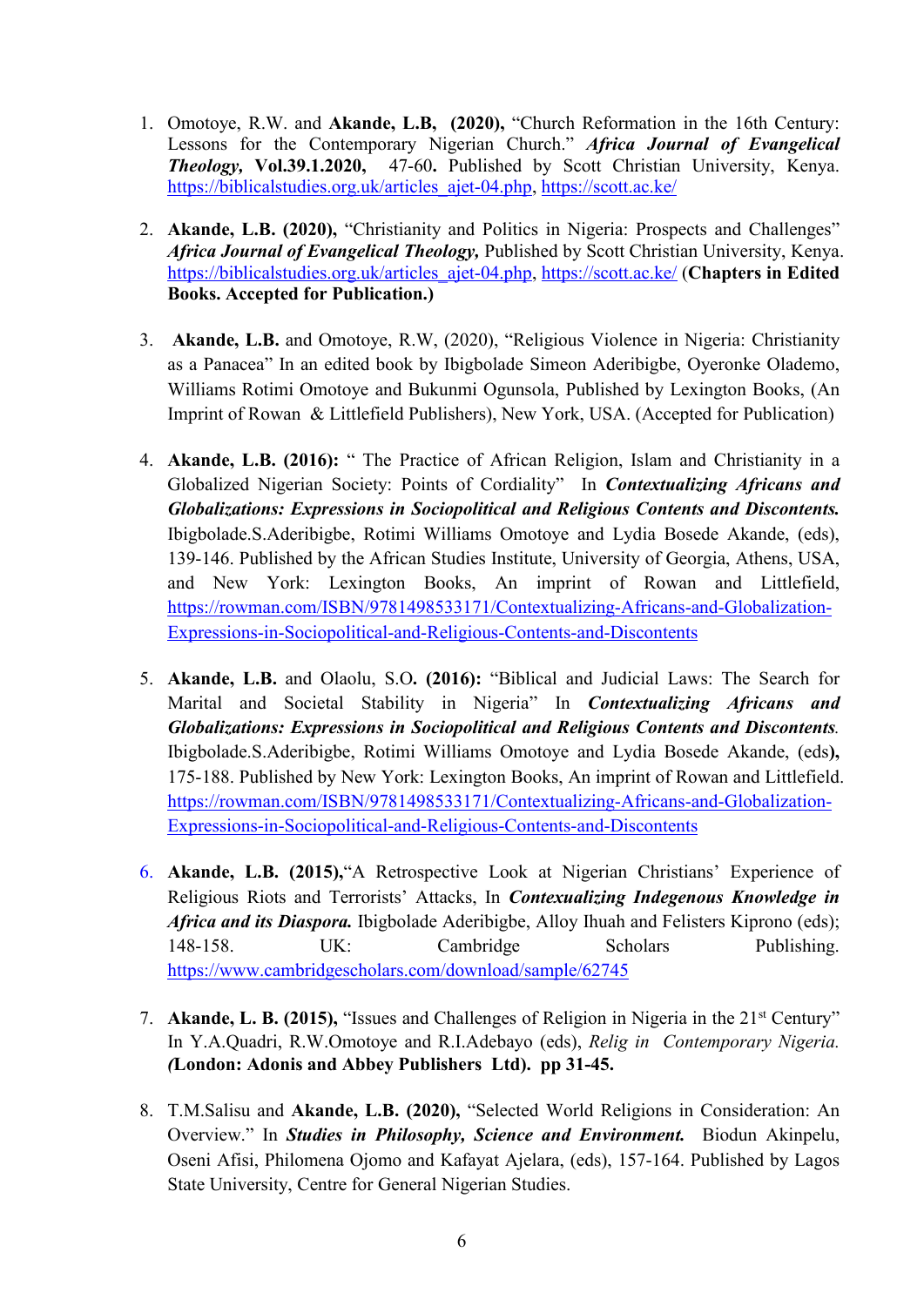1. Omotoye, R.W. and **Akande, L.B, (2020),** "Church Reformation in the 16th Century: Lessons for the Contemporary Nigerian Church." ***Africa Journal of Evangelical Theology,*** **Vol.39.1.2020,** 47-60**.** Published by Scott Christian University, Kenya. https://biblicalstudies.org.uk/articles_ajet-04.php, https://scott.ac.ke/

2. **Akande, L.B. (2020),** "Christianity and Politics in Nigeria: Prospects and Challenges" ***Africa Journal of Evangelical Theology,*** Published by Scott Christian University, Kenya. https://biblicalstudies.org.uk/articles_ajet-04.php, https://scott.ac.ke/ (**Chapters in Edited Books. Accepted for Publication.)**

3. **Akande, L.B.** and Omotoye, R.W, (2020), "Religious Violence in Nigeria: Christianity as a Panacea" In an edited book by Ibigbolade Simeon Aderibigbe, Oyeronke Olademo, Williams Rotimi Omotoye and Bukunmi Ogunsola, Published by Lexington Books, (An Imprint of Rowan & Littlefield Publishers), New York, USA. (Accepted for Publication)

4. **Akande, L.B. (2016):** " The Practice of African Religion, Islam and Christianity in a Globalized Nigerian Society: Points of Cordiality" In ***Contextualizing Africans and Globalizations: Expressions in Sociopolitical and Religious Contents and Discontents.*** Ibigbolade.S.Aderibigbe, Rotimi Williams Omotoye and Lydia Bosede Akande, (eds), 139-146. Published by the African Studies Institute, University of Georgia, Athens, USA, and New York: Lexington Books, An imprint of Rowan and Littlefield, https://rowman.com/ISBN/9781498533171/Contextualizing-Africans-and-Globalization-Expressions-in-Sociopolitical-and-Religious-Contents-and-Discontents

5. **Akande, L.B.** and Olaolu, S.O**. (2016):** "Biblical and Judicial Laws: The Search for Marital and Societal Stability in Nigeria" In ***Contextualizing Africans and Globalizations: Expressions in Sociopolitical and Religious Contents and Discontents.*** Ibigbolade.S.Aderibigbe, Rotimi Williams Omotoye and Lydia Bosede Akande, (eds**),** 175-188. Published by New York: Lexington Books, An imprint of Rowan and Littlefield. https://rowman.com/ISBN/9781498533171/Contextualizing-Africans-and-Globalization-Expressions-in-Sociopolitical-and-Religious-Contents-and-Discontents

6. **Akande, L.B. (2015),**"A Retrospective Look at Nigerian Christians' Experience of Religious Riots and Terrorists' Attacks, In ***Contexualizing Indegenous Knowledge in Africa and its Diaspora.*** Ibigbolade Aderibigbe, Alloy Ihuah and Felisters Kiprono (eds); 148-158. UK: Cambridge Scholars Publishing. https://www.cambridgescholars.com/download/sample/62745

7. **Akande, L. B. (2015),** "Issues and Challenges of Religion in Nigeria in the 21st Century" In Y.A.Quadri, R.W.Omotoye and R.I.Adebayo (eds), *Relig in Contemporary Nigeria.* ***(*****London: Adonis and Abbey Publishers Ltd). pp 31-45.**

8. T.M.Salisu and **Akande, L.B. (2020),** "Selected World Religions in Consideration: An Overview." In ***Studies in Philosophy, Science and Environment.*** Biodun Akinpelu, Oseni Afisi, Philomena Ojomo and Kafayat Ajelara, (eds), 157-164. Published by Lagos State University, Centre for General Nigerian Studies.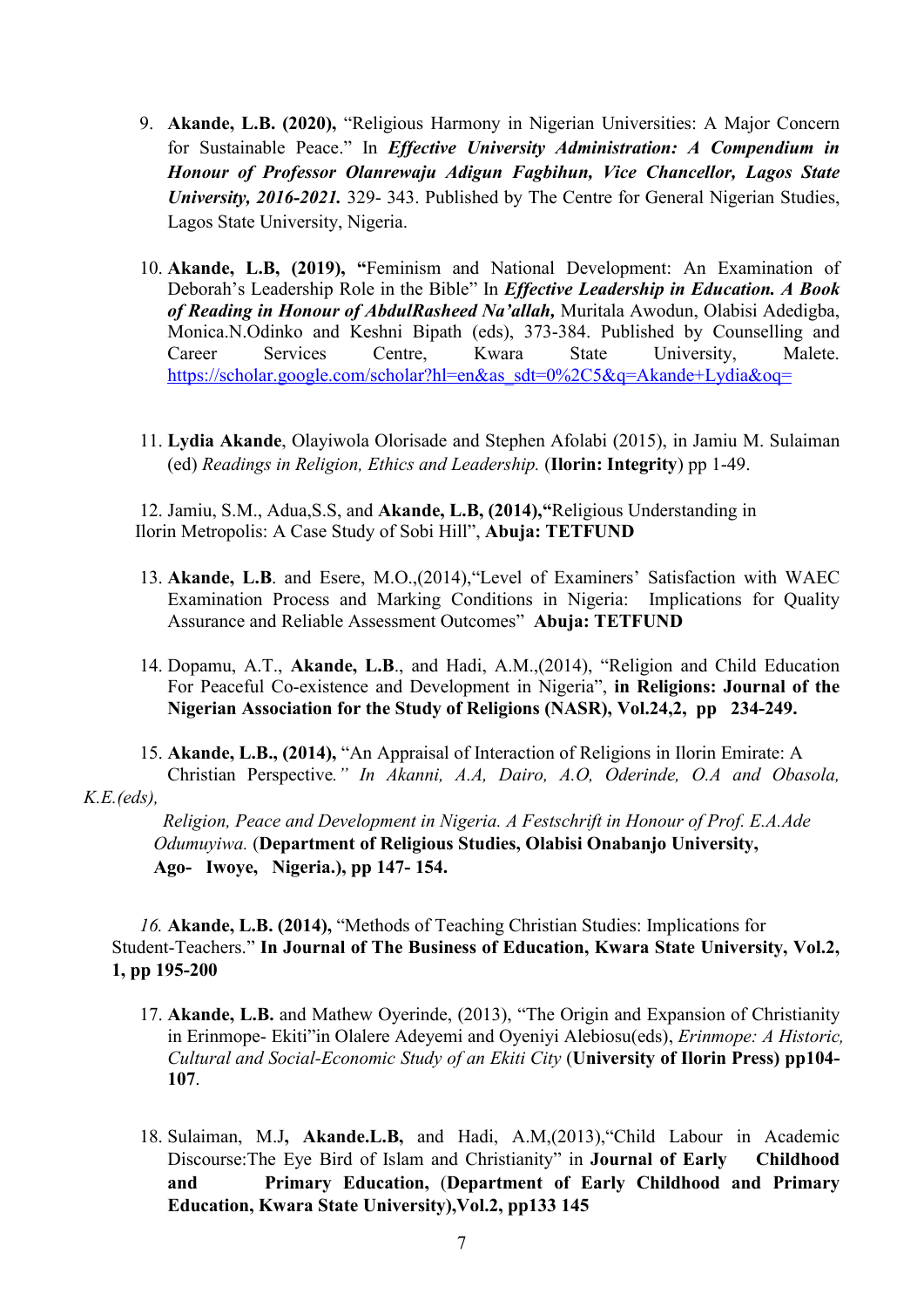9. **Akande, L.B. (2020),** "Religious Harmony in Nigerian Universities: A Major Concern for Sustainable Peace." In ***Effective University Administration: A Compendium in Honour of Professor Olanrewaju Adigun Fagbihun, Vice Chancellor, Lagos State University, 2016-2021.*** 329- 343. Published by The Centre for General Nigerian Studies, Lagos State University, Nigeria.

10. **Akande, L.B, (2019), "**Feminism and National Development: An Examination of Deborah's Leadership Role in the Bible" In ***Effective Leadership in Education. A Book of Reading in Honour of AbdulRasheed Na'allah,*** Muritala Awodun, Olabisi Adedigba, Monica.N.Odinko and Keshni Bipath (eds), 373-384. Published by Counselling and Career Services Centre, Kwara State University, Malete. https://scholar.google.com/scholar?hl=en&as_sdt=0%2C5&q=Akande+Lydia&oq=

11. **Lydia Akande**, Olayiwola Olorisade and Stephen Afolabi (2015), in Jamiu M. Sulaiman (ed) *Readings in Religion, Ethics and Leadership.* (**Ilorin: Integrity**) pp 1-49.

12. Jamiu, S.M., Adua,S.S, and **Akande, L.B, (2014),"**Religious Understanding in Ilorin Metropolis: A Case Study of Sobi Hill", **Abuja: TETFUND**

13. **Akande, L.B**. and Esere, M.O.,(2014),"Level of Examiners' Satisfaction with WAEC Examination Process and Marking Conditions in Nigeria: Implications for Quality Assurance and Reliable Assessment Outcomes" **Abuja: TETFUND**

14. Dopamu, A.T., **Akande, L.B**., and Hadi, A.M.,(2014), "Religion and Child Education For Peaceful Co-existence and Development in Nigeria", **in Religions: Journal of the Nigerian Association for the Study of Religions (NASR), Vol.24,2, pp 234-249.**

15. **Akande, L.B., (2014),** "An Appraisal of Interaction of Religions in Ilorin Emirate: A Christian Perspective*." In Akanni, A.A, Dairo, A.O, Oderinde, O.A and Obasola, K.E.(eds), Religion, Peace and Development in Nigeria. A Festschrift in Honour of Prof. E.A.Ade Odumuyiwa.* (**Department of Religious Studies, Olabisi Onabanjo University, Ago- Iwoye, Nigeria.), pp 147- 154.**

16. **Akande, L.B. (2014),** "Methods of Teaching Christian Studies: Implications for Student-Teachers." **In Journal of The Business of Education, Kwara State University, Vol.2, 1, pp 195-200**

17. **Akande, L.B.** and Mathew Oyerinde, (2013), "The Origin and Expansion of Christianity in Erinmope- Ekiti"in Olalere Adeyemi and Oyeniyi Alebiosu(eds), *Erinmope: A Historic, Cultural and Social-Economic Study of an Ekiti City* (**University of Ilorin Press) pp104-107**.

18. Sulaiman, M.J**, Akande.L.B,** and Hadi, A.M,(2013),"Child Labour in Academic Discourse:The Eye Bird of Islam and Christianity" in **Journal of Early Childhood and Primary Education,** (**Department of Early Childhood and Primary Education, Kwara State University),Vol.2, pp133 145**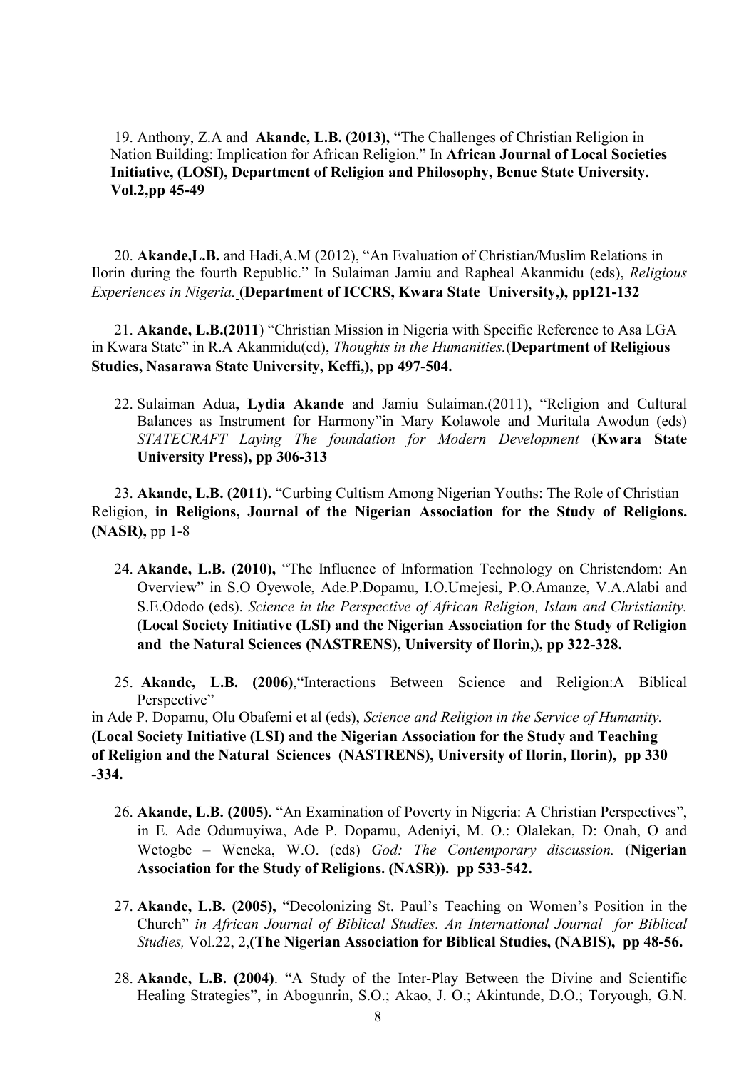19. Anthony, Z.A and **Akande, L.B. (2013),** “The Challenges of Christian Religion in Nation Building: Implication for African Religion.” In **African Journal of Local Societies Initiative, (LOSI), Department of Religion and Philosophy, Benue State University. Vol.2,pp 45-49**

20. **Akande,L.B.** and Hadi,A.M (2012), “An Evaluation of Christian/Muslim Relations in Ilorin during the fourth Republic.” In Sulaiman Jamiu and Rapheal Akanmidu (eds), *Religious Experiences in Nigeria.* (**Department of ICCRS, Kwara State University,), pp121-132**

21. **Akande, L.B.(2011**) “Christian Mission in Nigeria with Specific Reference to Asa LGA in Kwara State” in R.A Akanmidu(ed), *Thoughts in the Humanities.*(**Department of Religious Studies, Nasarawa State University, Keffi,), pp 497-504.**

22. Sulaiman Adua**, Lydia Akande** and Jamiu Sulaiman.(2011), “Religion and Cultural Balances as Instrument for Harmony”in Mary Kolawole and Muritala Awodun (eds) *STATECRAFT Laying The foundation for Modern Development* (**Kwara State University Press), pp 306-313**

23. **Akande, L.B. (2011).** “Curbing Cultism Among Nigerian Youths: The Role of Christian Religion, **in Religions, Journal of the Nigerian Association for the Study of Religions. (NASR),** pp 1-8

24. **Akande, L.B. (2010),** “The Influence of Information Technology on Christendom: An Overview” in S.O Oyewole, Ade.P.Dopamu, I.O.Umejesi, P.O.Amanze, V.A.Alabi and S.E.Ododo (eds). *Science in the Perspective of African Religion, Islam and Christianity.* (**Local Society Initiative (LSI) and the Nigerian Association for the Study of Religion and the Natural Sciences (NASTRENS), University of Ilorin,), pp 322-328.**

25. **Akande, L.B. (2006)**,“Interactions Between Science and Religion:A Biblical Perspective” in Ade P. Dopamu, Olu Obafemi et al (eds), *Science and Religion in the Service of Humanity.* **(Local Society Initiative (LSI) and the Nigerian Association for the Study and Teaching of Religion and the Natural Sciences (NASTRENS), University of Ilorin, Ilorin), pp 330 -334.**

26. **Akande, L.B. (2005).** “An Examination of Poverty in Nigeria: A Christian Perspectives”, in E. Ade Odumuyiwa, Ade P. Dopamu, Adeniyi, M. O.: Olalekan, D: Onah, O and Wetogbe – Weneka, W.O. (eds) *God: The Contemporary discussion.* (**Nigerian Association for the Study of Religions. (NASR)). pp 533-542.**

27. **Akande, L.B. (2005),** “Decolonizing St. Paul’s Teaching on Women’s Position in the Church” *in African Journal of Biblical Studies. An International Journal for Biblical Studies,* Vol.22, 2,**(The Nigerian Association for Biblical Studies, (NABIS), pp 48-56.**

28. **Akande, L.B. (2004)**. “A Study of the Inter-Play Between the Divine and Scientific Healing Strategies”, in Abogunrin, S.O.; Akao, J. O.; Akintunde, D.O.; Toryough, G.N.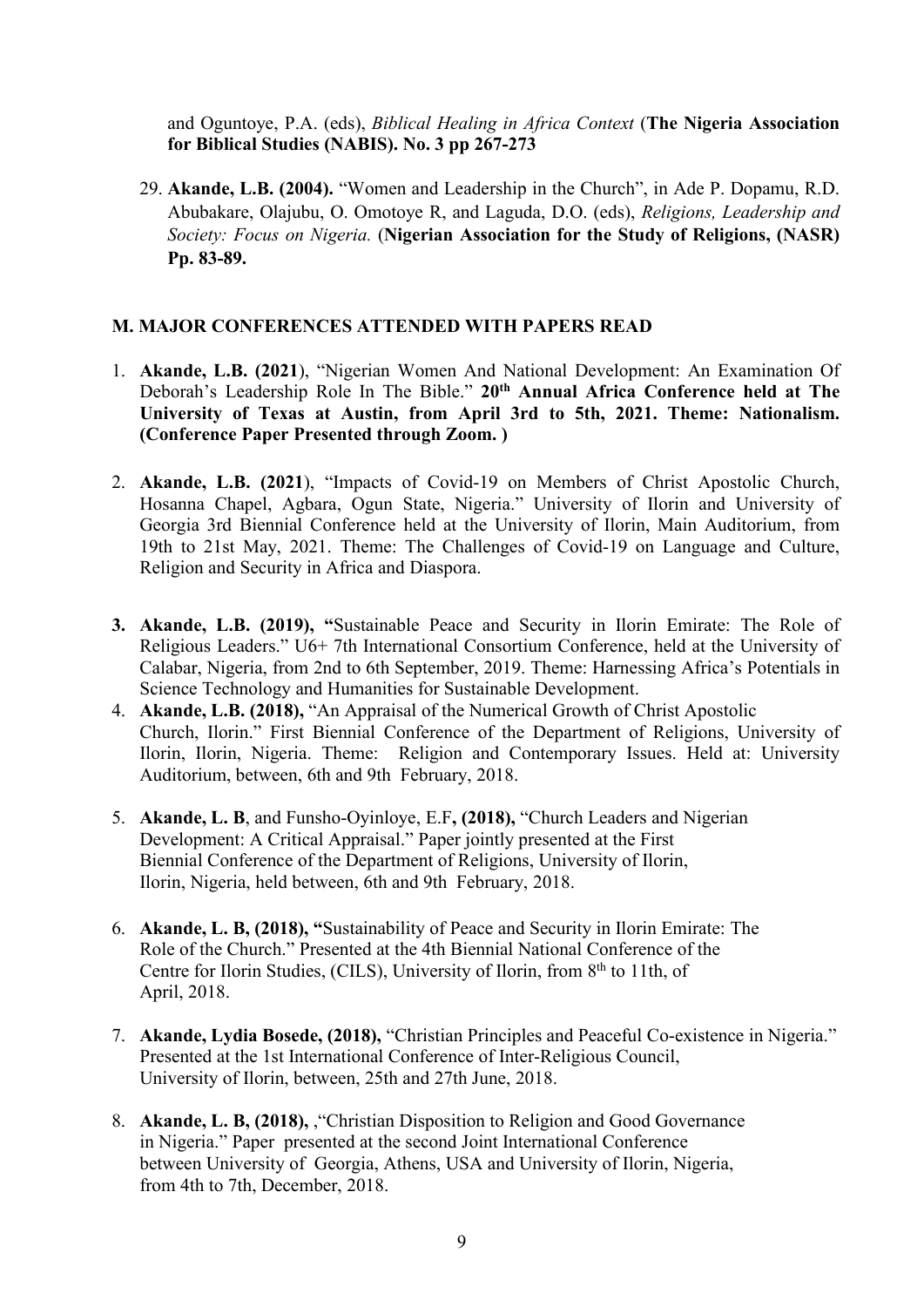and Oguntoye, P.A. (eds), *Biblical Healing in Africa Context* (**The Nigeria Association for Biblical Studies (NABIS). No. 3 pp 267-273**

29. **Akande, L.B. (2004).** "Women and Leadership in the Church", in Ade P. Dopamu, R.D. Abubakare, Olajubu, O. Omotoye R, and Laguda, D.O. (eds), *Religions, Leadership and Society: Focus on Nigeria.* (**Nigerian Association for the Study of Religions, (NASR) Pp. 83-89.**

## M. MAJOR CONFERENCES ATTENDED WITH PAPERS READ

1. **Akande, L.B. (2021**), "Nigerian Women And National Development: An Examination Of Deborah's Leadership Role In The Bible." **20th Annual Africa Conference held at The University of Texas at Austin, from April 3rd to 5th, 2021. Theme: Nationalism. (Conference Paper Presented through Zoom. )**

2. **Akande, L.B. (2021**), "Impacts of Covid-19 on Members of Christ Apostolic Church, Hosanna Chapel, Agbara, Ogun State, Nigeria." University of Ilorin and University of Georgia 3rd Biennial Conference held at the University of Ilorin, Main Auditorium, from 19th to 21st May, 2021. Theme: The Challenges of Covid-19 on Language and Culture, Religion and Security in Africa and Diaspora.

3. **Akande, L.B. (2019), "**Sustainable Peace and Security in Ilorin Emirate: The Role of Religious Leaders." U6+ 7th International Consortium Conference, held at the University of Calabar, Nigeria, from 2nd to 6th September, 2019. Theme: Harnessing Africa's Potentials in Science Technology and Humanities for Sustainable Development.

4. **Akande, L.B. (2018),** "An Appraisal of the Numerical Growth of Christ Apostolic Church, Ilorin." First Biennial Conference of the Department of Religions, University of Ilorin, Ilorin, Nigeria. Theme: Religion and Contemporary Issues. Held at: University Auditorium, between, 6th and 9th February, 2018.

5. **Akande, L. B**, and Funsho-Oyinloye, E.F**, (2018),** "Church Leaders and Nigerian Development: A Critical Appraisal." Paper jointly presented at the First Biennial Conference of the Department of Religions, University of Ilorin, Ilorin, Nigeria, held between, 6th and 9th February, 2018.

6. **Akande, L. B, (2018), "**Sustainability of Peace and Security in Ilorin Emirate: The Role of the Church." Presented at the 4th Biennial National Conference of the Centre for Ilorin Studies, (CILS), University of Ilorin, from 8th to 11th, of April, 2018.

7. **Akande, Lydia Bosede, (2018),** "Christian Principles and Peaceful Co-existence in Nigeria." Presented at the 1st International Conference of Inter-Religious Council, University of Ilorin, between, 25th and 27th June, 2018.

8. **Akande, L. B, (2018),** ,"Christian Disposition to Religion and Good Governance in Nigeria." Paper presented at the second Joint International Conference between University of Georgia, Athens, USA and University of Ilorin, Nigeria, from 4th to 7th, December, 2018.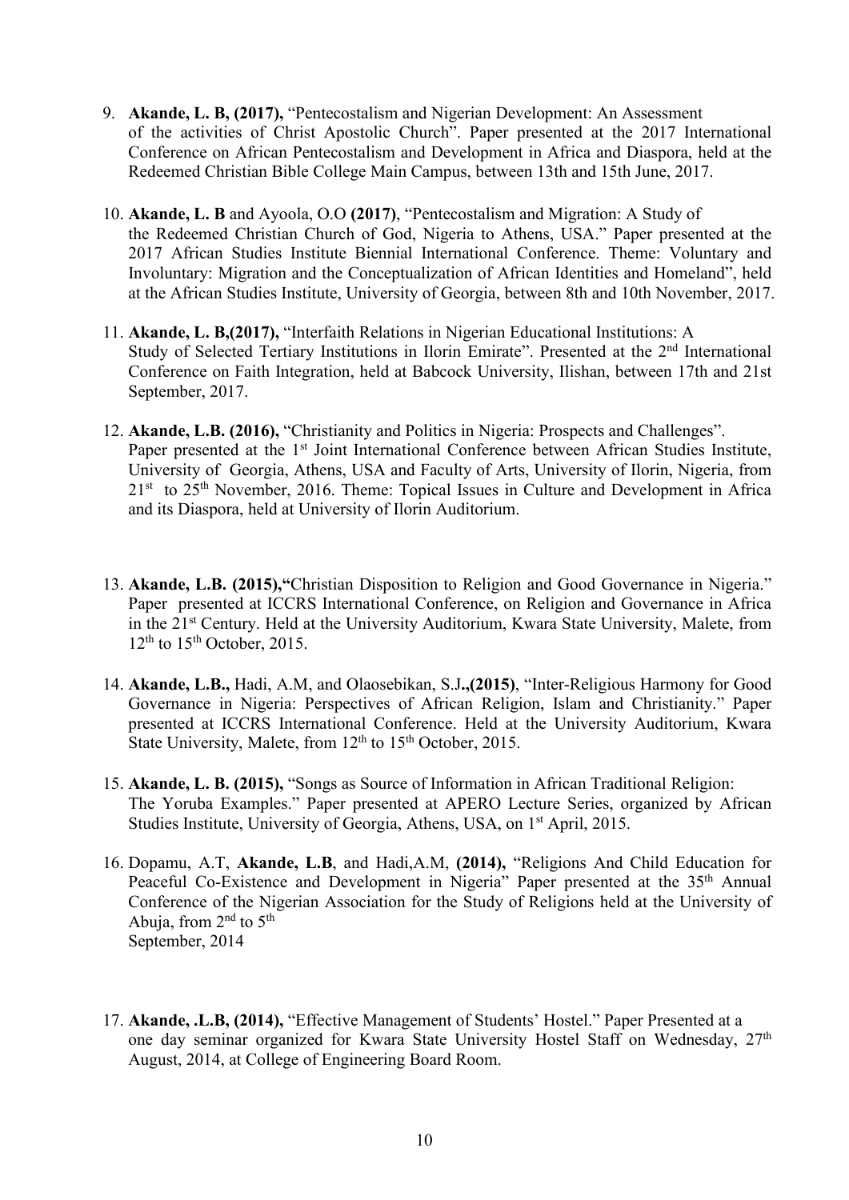9. **Akande, L. B, (2017),** "Pentecostalism and Nigerian Development: An Assessment of the activities of Christ Apostolic Church". Paper presented at the 2017 International Conference on African Pentecostalism and Development in Africa and Diaspora, held at the Redeemed Christian Bible College Main Campus, between 13th and 15th June, 2017.

10. **Akande, L. B** and Ayoola, O.O **(2017)**, "Pentecostalism and Migration: A Study of the Redeemed Christian Church of God, Nigeria to Athens, USA." Paper presented at the 2017 African Studies Institute Biennial International Conference. Theme: Voluntary and Involuntary: Migration and the Conceptualization of African Identities and Homeland", held at the African Studies Institute, University of Georgia, between 8th and 10th November, 2017.

11. **Akande, L. B,(2017),** "Interfaith Relations in Nigerian Educational Institutions: A Study of Selected Tertiary Institutions in Ilorin Emirate". Presented at the 2nd International Conference on Faith Integration, held at Babcock University, Ilishan, between 17th and 21st September, 2017.

12. **Akande, L.B. (2016),** "Christianity and Politics in Nigeria: Prospects and Challenges". Paper presented at the 1st Joint International Conference between African Studies Institute, University of Georgia, Athens, USA and Faculty of Arts, University of Ilorin, Nigeria, from 21st to 25th November, 2016. Theme: Topical Issues in Culture and Development in Africa and its Diaspora, held at University of Ilorin Auditorium.

13. **Akande, L.B. (2015),"**Christian Disposition to Religion and Good Governance in Nigeria." Paper presented at ICCRS International Conference, on Religion and Governance in Africa in the 21st Century. Held at the University Auditorium, Kwara State University, Malete, from 12th to 15th October, 2015.

14. **Akande, L.B.,** Hadi, A.M, and Olaosebikan, S.J**.,(2015)**, "Inter-Religious Harmony for Good Governance in Nigeria: Perspectives of African Religion, Islam and Christianity." Paper presented at ICCRS International Conference. Held at the University Auditorium, Kwara State University, Malete, from 12th to 15th October, 2015.

15. **Akande, L. B. (2015),** "Songs as Source of Information in African Traditional Religion: The Yoruba Examples." Paper presented at APERO Lecture Series, organized by African Studies Institute, University of Georgia, Athens, USA, on 1st April, 2015.

16. Dopamu, A.T, **Akande, L.B**, and Hadi,A.M, **(2014),** "Religions And Child Education for Peaceful Co-Existence and Development in Nigeria" Paper presented at the 35th Annual Conference of the Nigerian Association for the Study of Religions held at the University of Abuja, from 2nd to 5th September, 2014

17. **Akande, .L.B, (2014),** "Effective Management of Students' Hostel." Paper Presented at a one day seminar organized for Kwara State University Hostel Staff on Wednesday, 27th August, 2014, at College of Engineering Board Room.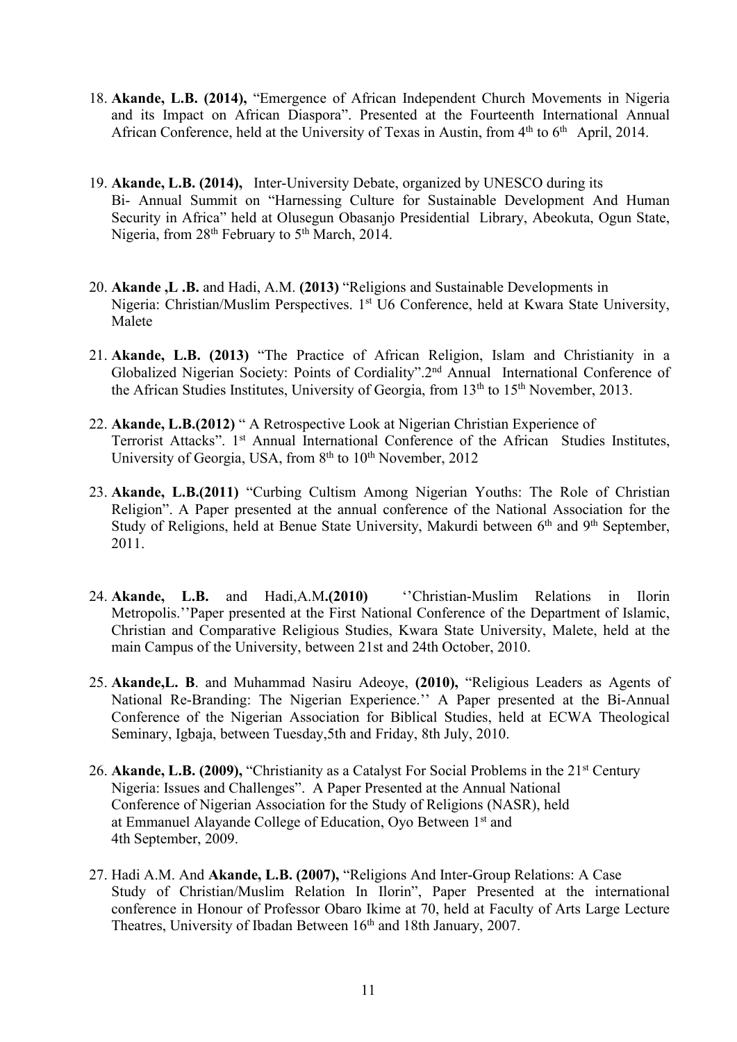18. **Akande, L.B. (2014),** "Emergence of African Independent Church Movements in Nigeria and its Impact on African Diaspora". Presented at the Fourteenth International Annual African Conference, held at the University of Texas in Austin, from 4th to 6th April, 2014.

19. **Akande, L.B. (2014),** Inter-University Debate, organized by UNESCO during its Bi- Annual Summit on "Harnessing Culture for Sustainable Development And Human Security in Africa" held at Olusegun Obasanjo Presidential Library, Abeokuta, Ogun State, Nigeria, from 28th February to 5th March, 2014.

20. **Akande ,L .B.** and Hadi, A.M. **(2013)** "Religions and Sustainable Developments in Nigeria: Christian/Muslim Perspectives. 1st U6 Conference, held at Kwara State University, Malete

21. **Akande, L.B. (2013)** "The Practice of African Religion, Islam and Christianity in a Globalized Nigerian Society: Points of Cordiality".2nd Annual International Conference of the African Studies Institutes, University of Georgia, from 13th to 15th November, 2013.

22. **Akande, L.B.(2012)** " A Retrospective Look at Nigerian Christian Experience of Terrorist Attacks". 1st Annual International Conference of the African Studies Institutes, University of Georgia, USA, from 8th to 10th November, 2012

23. **Akande, L.B.(2011)** "Curbing Cultism Among Nigerian Youths: The Role of Christian Religion". A Paper presented at the annual conference of the National Association for the Study of Religions, held at Benue State University, Makurdi between 6th and 9th September, 2011.

24. **Akande, L.B.** and Hadi,A.M**.(2010)** ''Christian-Muslim Relations in Ilorin Metropolis.''Paper presented at the First National Conference of the Department of Islamic, Christian and Comparative Religious Studies, Kwara State University, Malete, held at the main Campus of the University, between 21st and 24th October, 2010.

25. **Akande,L. B**. and Muhammad Nasiru Adeoye, **(2010),** "Religious Leaders as Agents of National Re-Branding: The Nigerian Experience.'' A Paper presented at the Bi-Annual Conference of the Nigerian Association for Biblical Studies, held at ECWA Theological Seminary, Igbaja, between Tuesday,5th and Friday, 8th July, 2010.

26. **Akande, L.B. (2009),** "Christianity as a Catalyst For Social Problems in the 21st Century Nigeria: Issues and Challenges". A Paper Presented at the Annual National Conference of Nigerian Association for the Study of Religions (NASR), held at Emmanuel Alayande College of Education, Oyo Between 1st and 4th September, 2009.

27. Hadi A.M. And **Akande, L.B. (2007),** "Religions And Inter-Group Relations: A Case Study of Christian/Muslim Relation In Ilorin", Paper Presented at the international conference in Honour of Professor Obaro Ikime at 70, held at Faculty of Arts Large Lecture Theatres, University of Ibadan Between 16th and 18th January, 2007.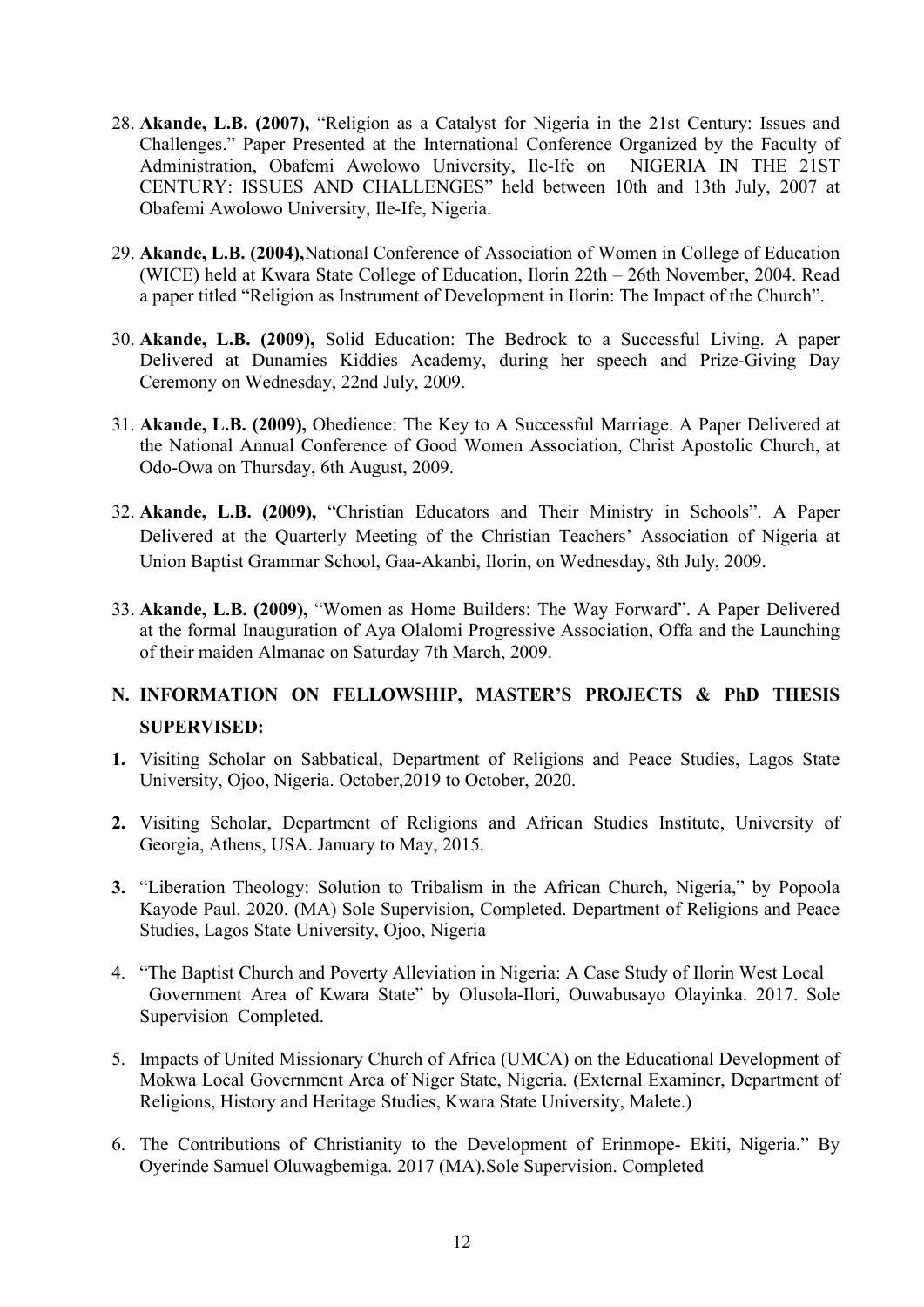28. **Akande, L.B. (2007),** "Religion as a Catalyst for Nigeria in the 21st Century: Issues and Challenges." Paper Presented at the International Conference Organized by the Faculty of Administration, Obafemi Awolowo University, Ile-Ife on NIGERIA IN THE 21ST CENTURY: ISSUES AND CHALLENGES" held between 10th and 13th July, 2007 at Obafemi Awolowo University, Ile-Ife, Nigeria.

29. **Akande, L.B. (2004),**National Conference of Association of Women in College of Education (WICE) held at Kwara State College of Education, Ilorin 22th – 26th November, 2004. Read a paper titled "Religion as Instrument of Development in Ilorin: The Impact of the Church".

30. **Akande, L.B. (2009),** Solid Education: The Bedrock to a Successful Living. A paper Delivered at Dunamies Kiddies Academy, during her speech and Prize-Giving Day Ceremony on Wednesday, 22nd July, 2009.

31. **Akande, L.B. (2009),** Obedience: The Key to A Successful Marriage. A Paper Delivered at the National Annual Conference of Good Women Association, Christ Apostolic Church, at Odo-Owa on Thursday, 6th August, 2009.

32. **Akande, L.B. (2009),** "Christian Educators and Their Ministry in Schools". A Paper Delivered at the Quarterly Meeting of the Christian Teachers' Association of Nigeria at Union Baptist Grammar School, Gaa-Akanbi, Ilorin, on Wednesday, 8th July, 2009.

33. **Akande, L.B. (2009),** "Women as Home Builders: The Way Forward". A Paper Delivered at the formal Inauguration of Aya Olalomi Progressive Association, Offa and the Launching of their maiden Almanac on Saturday 7th March, 2009.

## N. INFORMATION ON FELLOWSHIP, MASTER'S PROJECTS & PhD THESIS SUPERVISED:

1. Visiting Scholar on Sabbatical, Department of Religions and Peace Studies, Lagos State University, Ojoo, Nigeria. October,2019 to October, 2020.

2. Visiting Scholar, Department of Religions and African Studies Institute, University of Georgia, Athens, USA. January to May, 2015.

3. "Liberation Theology: Solution to Tribalism in the African Church, Nigeria," by Popoola Kayode Paul. 2020. (MA) Sole Supervision, Completed. Department of Religions and Peace Studies, Lagos State University, Ojoo, Nigeria

4. "The Baptist Church and Poverty Alleviation in Nigeria: A Case Study of Ilorin West Local Government Area of Kwara State" by Olusola-Ilori, Ouwabusayo Olayinka. 2017. Sole Supervision Completed.

5. Impacts of United Missionary Church of Africa (UMCA) on the Educational Development of Mokwa Local Government Area of Niger State, Nigeria. (External Examiner, Department of Religions, History and Heritage Studies, Kwara State University, Malete.)

6. The Contributions of Christianity to the Development of Erinmope- Ekiti, Nigeria." By Oyerinde Samuel Oluwagbemiga. 2017 (MA).Sole Supervision. Completed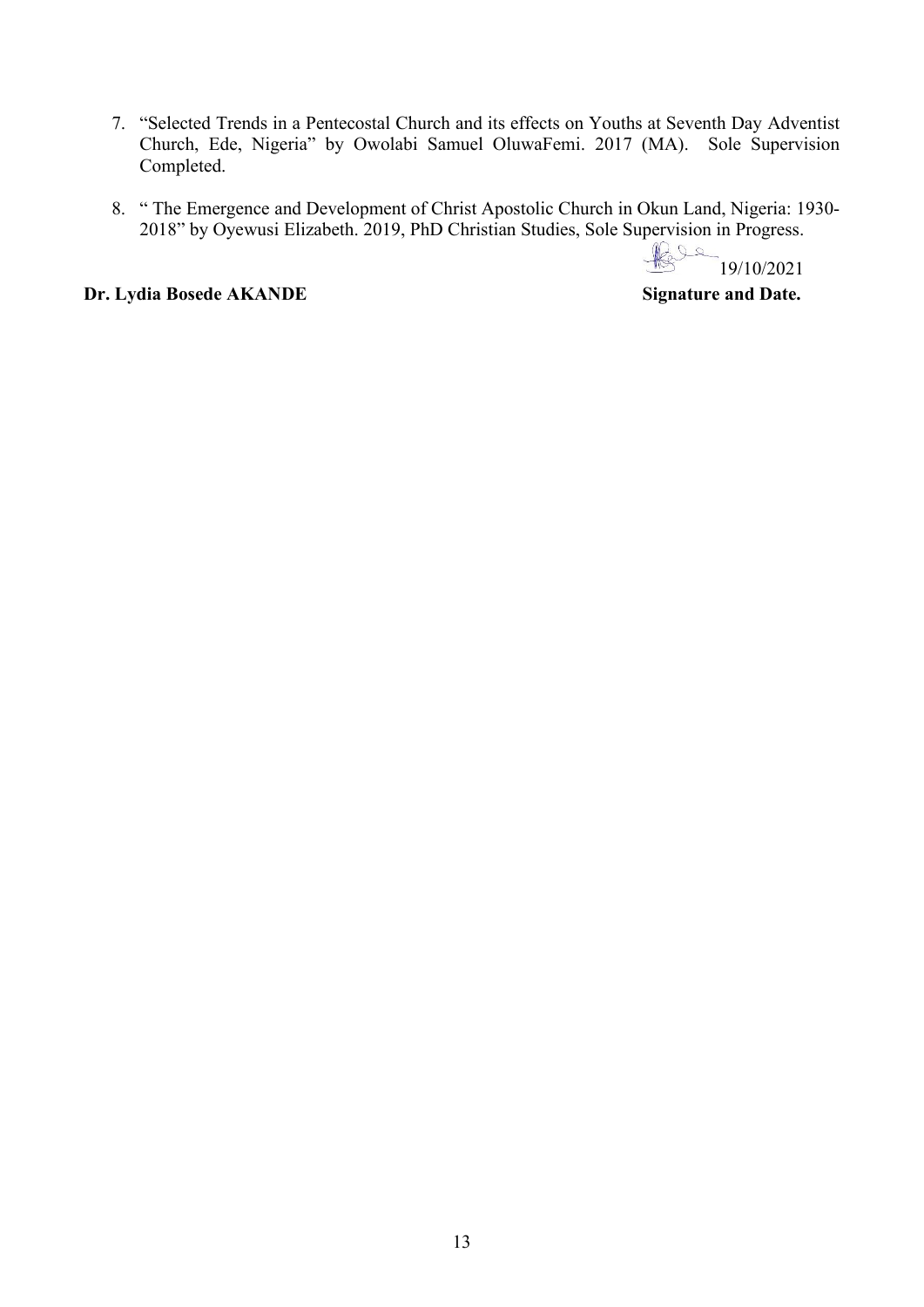7. "Selected Trends in a Pentecostal Church and its effects on Youths at Seventh Day Adventist Church, Ede, Nigeria" by Owolabi Samuel OluwaFemi. 2017 (MA). Sole Supervision Completed.

8. " The Emergence and Development of Christ Apostolic Church in Okun Land, Nigeria: 1930-2018" by Oyewusi Elizabeth. 2019, PhD Christian Studies, Sole Supervision in Progress.

19/10/2021

**Dr. Lydia Bosede AKANDE** **Signature and Date.**